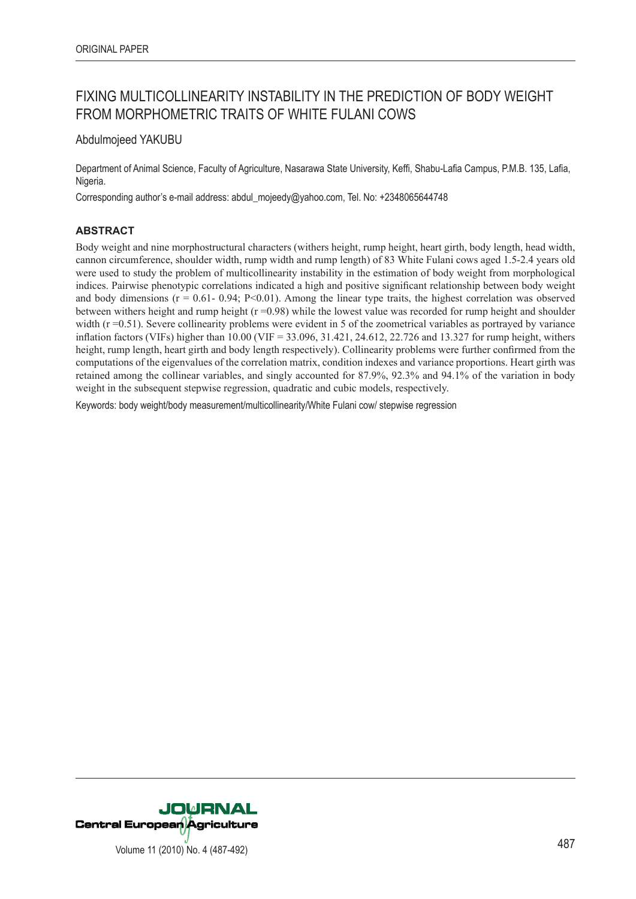ORIGINAL PAPER

# FIXING MULTICOLLINEARITY INSTABILITY IN THE PREDICTION OF BODY WEIGHT FROM MORPHOMETRIC TRAITS OF WHITE FULANI COWS

Abdulmojeed YAKUBU

Department of Animal Science, Faculty of Agriculture, Nasarawa State University, Keffi, Shabu-Lafia Campus, P.M.B. 135, Lafia, Nigeria.

Corresponding author's e-mail address: abdul_mojeedy@yahoo.com, Tel. No: +2348065644748

## ABSTRACT

Body weight and nine morphostructural characters (withers height, rump height, heart girth, body length, head width, cannon circumference, shoulder width, rump width and rump length) of 83 White Fulani cows aged 1.5-2.4 years old were used to study the problem of multicollinearity instability in the estimation of body weight from morphological indices. Pairwise phenotypic correlations indicated a high and positive significant relationship between body weight and body dimensions ($r = 0.61- 0.94$; $P<0.01$). Among the linear type traits, the highest correlation was observed between withers height and rump height ($r = 0.98$) while the lowest value was recorded for rump height and shoulder width ($r = 0.51$). Severe collinearity problems were evident in 5 of the zoometrical variables as portrayed by variance inflation factors (VIFs) higher than 10.00 (VIF = 33.096, 31.421, 24.612, 22.726 and 13.327 for rump height, withers height, rump length, heart girth and body length respectively). Collinearity problems were further confirmed from the computations of the eigenvalues of the correlation matrix, condition indexes and variance proportions. Heart girth was retained among the collinear variables, and singly accounted for 87.9%, 92.3% and 94.1% of the variation in body weight in the subsequent stepwise regression, quadratic and cubic models, respectively.

Keywords: body weight/body measurement/multicollinearity/White Fulani cow/ stepwise regression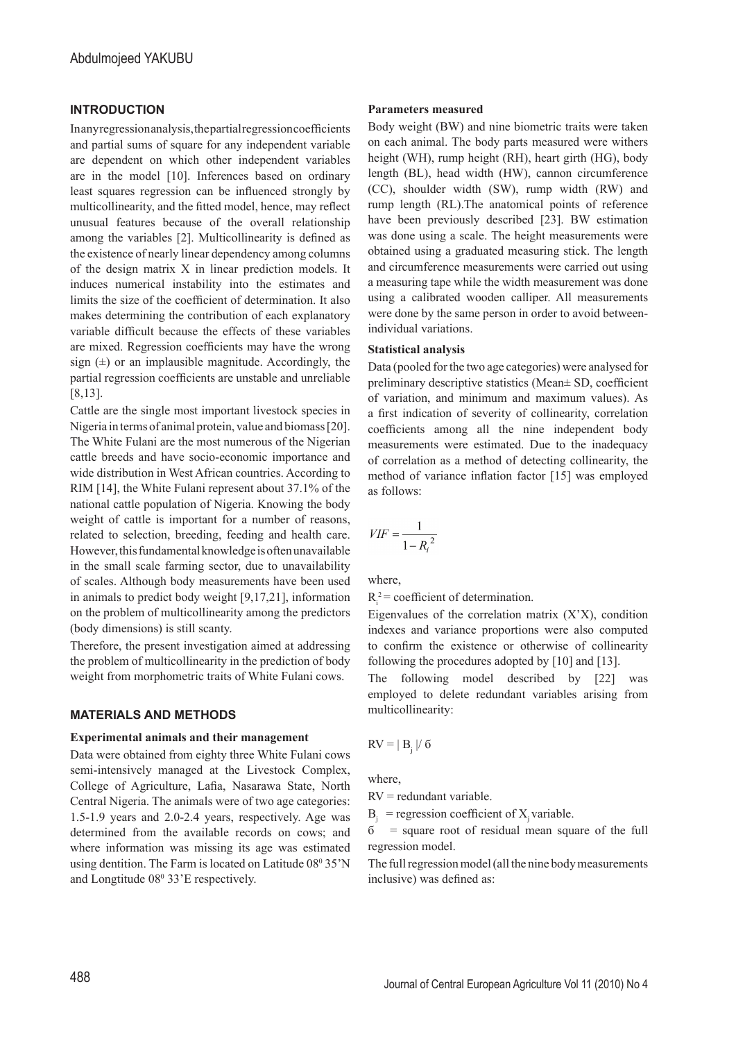## INTRODUCTION

In any regression analysis, the partial regression coefficients and partial sums of square for any independent variable are dependent on which other independent variables are in the model [10]. Inferences based on ordinary least squares regression can be influenced strongly by multicollinearity, and the fitted model, hence, may reflect unusual features because of the overall relationship among the variables [2]. Multicollinearity is defined as the existence of nearly linear dependency among columns of the design matrix X in linear prediction models. It induces numerical instability into the estimates and limits the size of the coefficient of determination. It also makes determining the contribution of each explanatory variable difficult because the effects of these variables are mixed. Regression coefficients may have the wrong sign (±) or an implausible magnitude. Accordingly, the partial regression coefficients are unstable and unreliable [8,13].

Cattle are the single most important livestock species in Nigeria in terms of animal protein, value and biomass [20]. The White Fulani are the most numerous of the Nigerian cattle breeds and have socio-economic importance and wide distribution in West African countries. According to RIM [14], the White Fulani represent about 37.1% of the national cattle population of Nigeria. Knowing the body weight of cattle is important for a number of reasons, related to selection, breeding, feeding and health care. However, this fundamental knowledge is often unavailable in the small scale farming sector, due to unavailability of scales. Although body measurements have been used in animals to predict body weight [9,17,21], information on the problem of multicollinearity among the predictors (body dimensions) is still scanty.

Therefore, the present investigation aimed at addressing the problem of multicollinearity in the prediction of body weight from morphometric traits of White Fulani cows.

## MATERIALS AND METHODS

### Experimental animals and their management

Data were obtained from eighty three White Fulani cows semi-intensively managed at the Livestock Complex, College of Agriculture, Lafia, Nasarawa State, North Central Nigeria. The animals were of two age categories: 1.5-1.9 years and 2.0-2.4 years, respectively. Age was determined from the available records on cows; and where information was missing its age was estimated using dentition. The Farm is located on Latitude 08$^{0}$ 35'N and Longtitude 08$^{0}$ 33'E respectively.

### Parameters measured

Body weight (BW) and nine biometric traits were taken on each animal. The body parts measured were withers height (WH), rump height (RH), heart girth (HG), body length (BL), head width (HW), cannon circumference (CC), shoulder width (SW), rump width (RW) and rump length (RL).The anatomical points of reference have been previously described [23]. BW estimation was done using a scale. The height measurements were obtained using a graduated measuring stick. The length and circumference measurements were carried out using a measuring tape while the width measurement was done using a calibrated wooden calliper. All measurements were done by the same person in order to avoid between-individual variations.

### Statistical analysis

Data (pooled for the two age categories) were analysed for preliminary descriptive statistics (Mean± SD, coefficient of variation, and minimum and maximum values). As a first indication of severity of collinearity, correlation coefficients among all the nine independent body measurements were estimated. Due to the inadequacy of correlation as a method of detecting collinearity, the method of variance inflation factor [15] was employed as follows:

$$VIF = \frac{1}{1 - R_i^2}$$

where,

$R_i^2$ = coefficient of determination.

Eigenvalues of the correlation matrix (X'X), condition indexes and variance proportions were also computed to confirm the existence or otherwise of collinearity following the procedures adopted by [10] and [13].

The following model described by [22] was employed to delete redundant variables arising from multicollinearity:

$$RV = | B_j | / б$$

where,

RV = redundant variable.

$B_j$ = regression coefficient of $X_j$ variable.

б = square root of residual mean square of the full regression model.

The full regression model (all the nine body measurements inclusive) was defined as: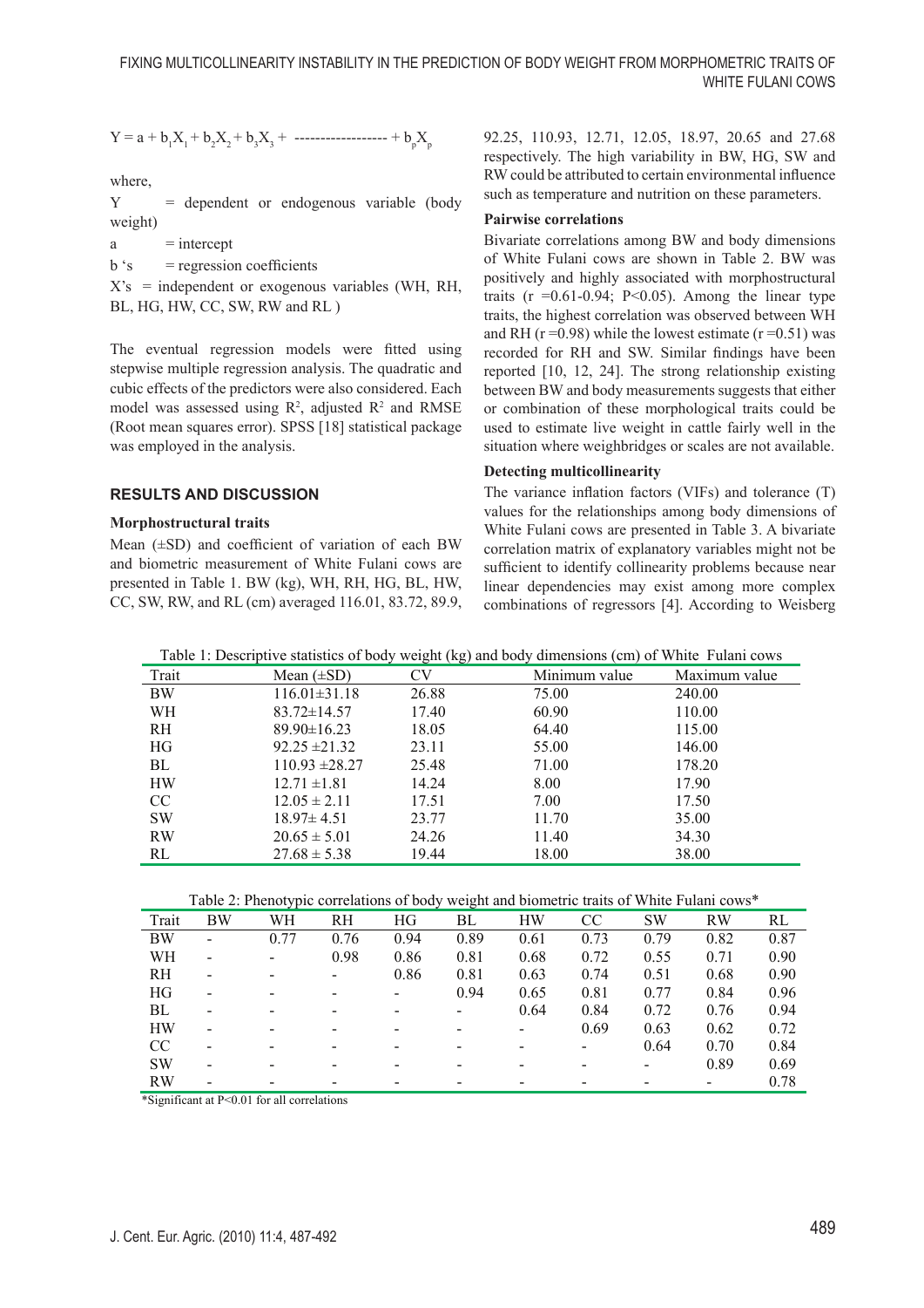$$Y = a + b_1X_1 + b_2X_2 + b_3X_3 + \text{------------------} + b_pX_p$$

where,

Y = dependent or endogenous variable (body weight)

a = intercept

b 's = regression coefficients

X's = independent or exogenous variables (WH, RH, BL, HG, HW, CC, SW, RW and RL )

The eventual regression models were fitted using stepwise multiple regression analysis. The quadratic and cubic effects of the predictors were also considered. Each model was assessed using $R^2$, adjusted $R^2$ and RMSE (Root mean squares error). SPSS [18] statistical package was employed in the analysis.

## RESULTS AND DISCUSSION

### Morphostructural traits

Mean (±SD) and coefficient of variation of each BW and biometric measurement of White Fulani cows are presented in Table 1. BW (kg), WH, RH, HG, BL, HW, CC, SW, RW, and RL (cm) averaged 116.01, 83.72, 89.9, 92.25, 110.93, 12.71, 12.05, 18.97, 20.65 and 27.68 respectively. The high variability in BW, HG, SW and RW could be attributed to certain environmental influence such as temperature and nutrition on these parameters.

### Pairwise correlations

Bivariate correlations among BW and body dimensions of White Fulani cows are shown in Table 2. BW was positively and highly associated with morphostructural traits (r =0.61-0.94; P<0.05). Among the linear type traits, the highest correlation was observed between WH and RH (r =0.98) while the lowest estimate (r =0.51) was recorded for RH and SW. Similar findings have been reported [10, 12, 24]. The strong relationship existing between BW and body measurements suggests that either or combination of these morphological traits could be used to estimate live weight in cattle fairly well in the situation where weighbridges or scales are not available.

### Detecting multicollinearity

The variance inflation factors (VIFs) and tolerance (T) values for the relationships among body dimensions of White Fulani cows are presented in Table 3. A bivariate correlation matrix of explanatory variables might not be sufficient to identify collinearity problems because near linear dependencies may exist among more complex combinations of regressors [4]. According to Weisberg

Table 1: Descriptive statistics of body weight (kg) and body dimensions (cm) of White Fulani cows

| Trait | Mean (±SD) | CV | Minimum value | Maximum value |
|---|---|---|---|---|
| BW | 116.01±31.18 | 26.88 | 75.00 | 240.00 |
| WH | 83.72±14.57 | 17.40 | 60.90 | 110.00 |
| RH | 89.90±16.23 | 18.05 | 64.40 | 115.00 |
| HG | 92.25 ±21.32 | 23.11 | 55.00 | 146.00 |
| BL | 110.93 ±28.27 | 25.48 | 71.00 | 178.20 |
| HW | 12.71 ±1.81 | 14.24 | 8.00 | 17.90 |
| CC | 12.05 ± 2.11 | 17.51 | 7.00 | 17.50 |
| SW | 18.97± 4.51 | 23.77 | 11.70 | 35.00 |
| RW | 20.65 ± 5.01 | 24.26 | 11.40 | 34.30 |
| RL | 27.68 ± 5.38 | 19.44 | 18.00 | 38.00 |

Table 2: Phenotypic correlations of body weight and biometric traits of White Fulani cows*

| Trait | BW | WH | RH | HG | BL | HW | CC | SW | RW | RL |
|---|---|---|---|---|---|---|---|---|---|---|
| BW | - | 0.77 | 0.76 | 0.94 | 0.89 | 0.61 | 0.73 | 0.79 | 0.82 | 0.87 |
| WH | - | - | 0.98 | 0.86 | 0.81 | 0.68 | 0.72 | 0.55 | 0.71 | 0.90 |
| RH | - | - | - | 0.86 | 0.81 | 0.63 | 0.74 | 0.51 | 0.68 | 0.90 |
| HG | - | - | - | - | 0.94 | 0.65 | 0.81 | 0.77 | 0.84 | 0.96 |
| BL | - | - | - | - | - | 0.64 | 0.84 | 0.72 | 0.76 | 0.94 |
| HW | - | - | - | - | - | - | 0.69 | 0.63 | 0.62 | 0.72 |
| CC | - | - | - | - | - | - | - | 0.64 | 0.70 | 0.84 |
| SW | - | - | - | - | - | - | - | - | 0.89 | 0.69 |
| RW | - | - | - | - | - | - | - | - | - | 0.78 |

*Significant at P<0.01 for all correlations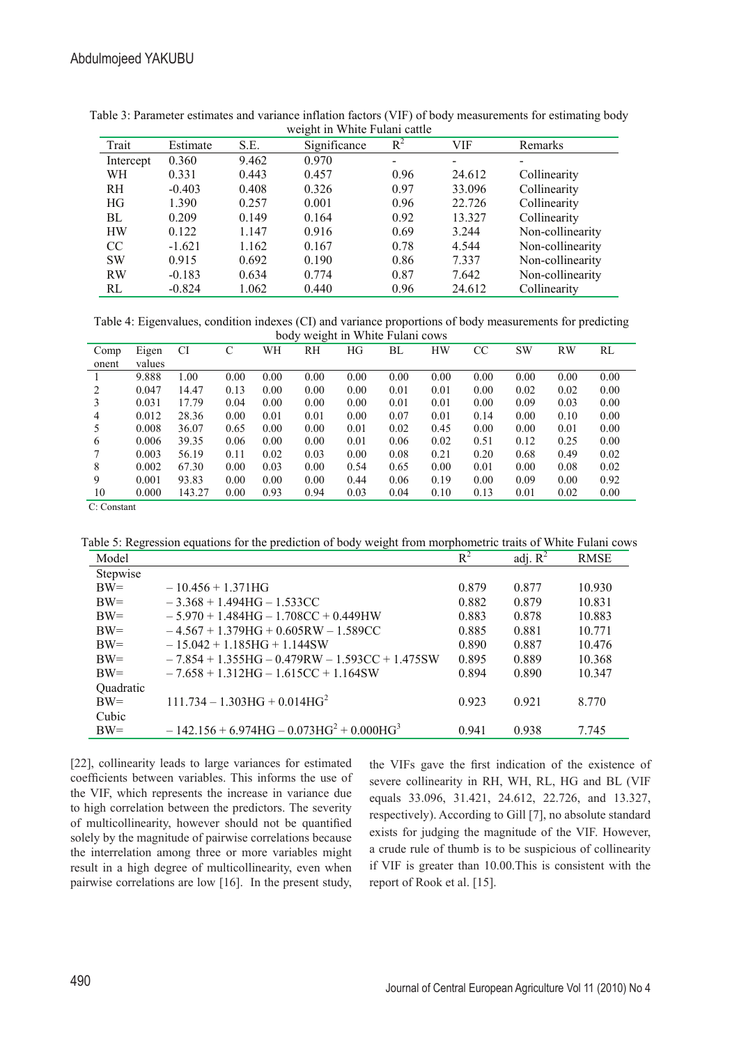Table 3: Parameter estimates and variance inflation factors (VIF) of body measurements for estimating body weight in White Fulani cattle

| Trait | Estimate | S.E. | Significance | $R^2$ | VIF | Remarks |
|---|---|---|---|---|---|---|
| Intercept | 0.360 | 9.462 | 0.970 | - | - | - |
| WH | 0.331 | 0.443 | 0.457 | 0.96 | 24.612 | Collinearity |
| RH | -0.403 | 0.408 | 0.326 | 0.97 | 33.096 | Collinearity |
| HG | 1.390 | 0.257 | 0.001 | 0.96 | 22.726 | Collinearity |
| BL | 0.209 | 0.149 | 0.164 | 0.92 | 13.327 | Collinearity |
| HW | 0.122 | 1.147 | 0.916 | 0.69 | 3.244 | Non-collinearity |
| CC | -1.621 | 1.162 | 0.167 | 0.78 | 4.544 | Non-collinearity |
| SW | 0.915 | 0.692 | 0.190 | 0.86 | 7.337 | Non-collinearity |
| RW | -0.183 | 0.634 | 0.774 | 0.87 | 7.642 | Non-collinearity |
| RL | -0.824 | 1.062 | 0.440 | 0.96 | 24.612 | Collinearity |

Table 4: Eigenvalues, condition indexes (CI) and variance proportions of body measurements for predicting body weight in White Fulani cows

| Component | Eigen values | CI | C | WH | RH | HG | BL | HW | CC | SW | RW | RL |
|---|---|---|---|---|---|---|---|---|---|---|---|---|
| 1 | 9.888 | 1.00 | 0.00 | 0.00 | 0.00 | 0.00 | 0.00 | 0.00 | 0.00 | 0.00 | 0.00 | 0.00 |
| 2 | 0.047 | 14.47 | 0.13 | 0.00 | 0.00 | 0.00 | 0.01 | 0.01 | 0.00 | 0.02 | 0.02 | 0.00 |
| 3 | 0.031 | 17.79 | 0.04 | 0.00 | 0.00 | 0.00 | 0.01 | 0.01 | 0.00 | 0.09 | 0.03 | 0.00 |
| 4 | 0.012 | 28.36 | 0.00 | 0.01 | 0.01 | 0.00 | 0.07 | 0.01 | 0.14 | 0.00 | 0.10 | 0.00 |
| 5 | 0.008 | 36.07 | 0.65 | 0.00 | 0.00 | 0.01 | 0.02 | 0.45 | 0.00 | 0.00 | 0.01 | 0.00 |
| 6 | 0.006 | 39.35 | 0.06 | 0.00 | 0.00 | 0.01 | 0.06 | 0.02 | 0.51 | 0.12 | 0.25 | 0.00 |
| 7 | 0.003 | 56.19 | 0.11 | 0.02 | 0.03 | 0.00 | 0.08 | 0.21 | 0.20 | 0.68 | 0.49 | 0.02 |
| 8 | 0.002 | 67.30 | 0.00 | 0.03 | 0.00 | 0.54 | 0.65 | 0.00 | 0.01 | 0.00 | 0.08 | 0.02 |
| 9 | 0.001 | 93.83 | 0.00 | 0.00 | 0.00 | 0.44 | 0.06 | 0.19 | 0.00 | 0.09 | 0.00 | 0.92 |
| 10 | 0.000 | 143.27 | 0.00 | 0.93 | 0.94 | 0.03 | 0.04 | 0.10 | 0.13 | 0.01 | 0.02 | 0.00 |

C: Constant

Table 5: Regression equations for the prediction of body weight from morphometric traits of White Fulani cows

| Model | | $R^2$ | adj. $R^2$ | RMSE |
|---|---|---|---|---|
| Stepwise | | | | |
| BW= | $-10.456 + 1.371HG$ | 0.879 | 0.877 | 10.930 |
| BW= | $-3.368 + 1.494HG - 1.533CC$ | 0.882 | 0.879 | 10.831 |
| BW= | $-5.970 + 1.484HG - 1.708CC + 0.449HW$ | 0.883 | 0.878 | 10.883 |
| BW= | $-4.567 + 1.379HG + 0.605RW - 1.589CC$ | 0.885 | 0.881 | 10.771 |
| BW= | $-15.042 + 1.185HG + 1.144SW$ | 0.890 | 0.887 | 10.476 |
| BW= | $-7.854 + 1.355HG - 0.479RW - 1.593CC + 1.475SW$ | 0.895 | 0.889 | 10.368 |
| BW= | $-7.658 + 1.312HG - 1.615CC + 1.164SW$ | 0.894 | 0.890 | 10.347 |
| Quadratic | | | | |
| BW= | $111.734 - 1.303HG + 0.014HG^2$ | 0.923 | 0.921 | 8.770 |
| Cubic | | | | |
| BW= | $-142.156 + 6.974HG - 0.073HG^2 + 0.000HG^3$ | 0.941 | 0.938 | 7.745 |

[22], collinearity leads to large variances for estimated coefficients between variables. This informs the use of the VIF, which represents the increase in variance due to high correlation between the predictors. The severity of multicollinearity, however should not be quantified solely by the magnitude of pairwise correlations because the interrelation among three or more variables might result in a high degree of multicollinearity, even when pairwise correlations are low [16]. In the present study, the VIFs gave the first indication of the existence of severe collinearity in RH, WH, RL, HG and BL (VIF equals 33.096, 31.421, 24.612, 22.726, and 13.327, respectively). According to Gill [7], no absolute standard exists for judging the magnitude of the VIF. However, a crude rule of thumb is to be suspicious of collinearity if VIF is greater than 10.00.This is consistent with the report of Rook et al. [15].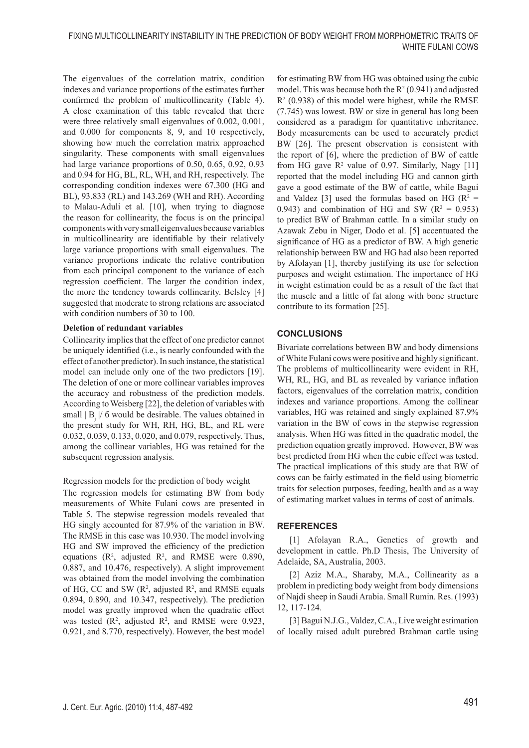The eigenvalues of the correlation matrix, condition indexes and variance proportions of the estimates further confirmed the problem of multicollinearity (Table 4). A close examination of this table revealed that there were three relatively small eigenvalues of 0.002, 0.001, and 0.000 for components 8, 9, and 10 respectively, showing how much the correlation matrix approached singularity. These components with small eigenvalues had large variance proportions of 0.50, 0.65, 0.92, 0.93 and 0.94 for HG, BL, RL, WH, and RH, respectively. The corresponding condition indexes were 67.300 (HG and BL), 93.833 (RL) and 143.269 (WH and RH). According to Malau-Aduli et al. [10], when trying to diagnose the reason for collinearity, the focus is on the principal components with very small eigenvalues because variables in multicollinearity are identifiable by their relatively large variance proportions with small eigenvalues. The variance proportions indicate the relative contribution from each principal component to the variance of each regression coefficient. The larger the condition index, the more the tendency towards collinearity. Belsley [4] suggested that moderate to strong relations are associated with condition numbers of 30 to 100.

**Deletion of redundant variables**

Collinearity implies that the effect of one predictor cannot be uniquely identified (i.e., is nearly confounded with the effect of another predictor). In such instance, the statistical model can include only one of the two predictors [19]. The deletion of one or more collinear variables improves the accuracy and robustness of the prediction models. According to Weisberg [22], the deletion of variables with small $| B_j | / \sigma$ would be desirable. The values obtained in the present study for WH, RH, HG, BL, and RL were 0.032, 0.039, 0.133, 0.020, and 0.079, respectively. Thus, among the collinear variables, HG was retained for the subsequent regression analysis.

Regression models for the prediction of body weight

The regression models for estimating BW from body measurements of White Fulani cows are presented in Table 5. The stepwise regression models revealed that HG singly accounted for 87.9% of the variation in BW. The RMSE in this case was 10.930. The model involving HG and SW improved the efficiency of the prediction equations ($R^2$, adjusted $R^2$, and RMSE were 0.890, 0.887, and 10.476, respectively). A slight improvement was obtained from the model involving the combination of HG, CC and SW ($R^2$, adjusted $R^2$, and RMSE equals 0.894, 0.890, and 10.347, respectively). The prediction model was greatly improved when the quadratic effect was tested ($R^2$, adjusted $R^2$, and RMSE were 0.923, 0.921, and 8.770, respectively). However, the best model for estimating BW from HG was obtained using the cubic model. This was because both the $R^2$ (0.941) and adjusted $R^2$ (0.938) of this model were highest, while the RMSE (7.745) was lowest. BW or size in general has long been considered as a paradigm for quantitative inheritance. Body measurements can be used to accurately predict BW [26]. The present observation is consistent with the report of [6], where the prediction of BW of cattle from HG gave $R^2$ value of 0.97. Similarly, Nagy [11] reported that the model including HG and cannon girth gave a good estimate of the BW of cattle, while Bagui and Valdez [3] used the formulas based on HG ($R^2$ = 0.943) and combination of HG and SW ($R^2$ = 0.953) to predict BW of Brahman cattle. In a similar study on Azawak Zebu in Niger, Dodo et al. [5] accentuated the significance of HG as a predictor of BW. A high genetic relationship between BW and HG had also been reported by Afolayan [1], thereby justifying its use for selection purposes and weight estimation. The importance of HG in weight estimation could be as a result of the fact that the muscle and a little of fat along with bone structure contribute to its formation [25].

## CONCLUSIONS

Bivariate correlations between BW and body dimensions of White Fulani cows were positive and highly significant. The problems of multicollinearity were evident in RH, WH, RL, HG, and BL as revealed by variance inflation factors, eigenvalues of the correlation matrix, condition indexes and variance proportions. Among the collinear variables, HG was retained and singly explained 87.9% variation in the BW of cows in the stepwise regression analysis. When HG was fitted in the quadratic model, the prediction equation greatly improved. However, BW was best predicted from HG when the cubic effect was tested. The practical implications of this study are that BW of cows can be fairly estimated in the field using biometric traits for selection purposes, feeding, health and as a way of estimating market values in terms of cost of animals.

## REFERENCES

[1] Afolayan R.A., Genetics of growth and development in cattle. Ph.D Thesis, The University of Adelaide, SA, Australia, 2003.

[2] Aziz M.A., Sharaby, M.A., Collinearity as a problem in predicting body weight from body dimensions of Najdi sheep in Saudi Arabia. Small Rumin. Res. (1993) 12, 117-124.

[3] Bagui N.J.G., Valdez, C.A., Live weight estimation of locally raised adult purebred Brahman cattle using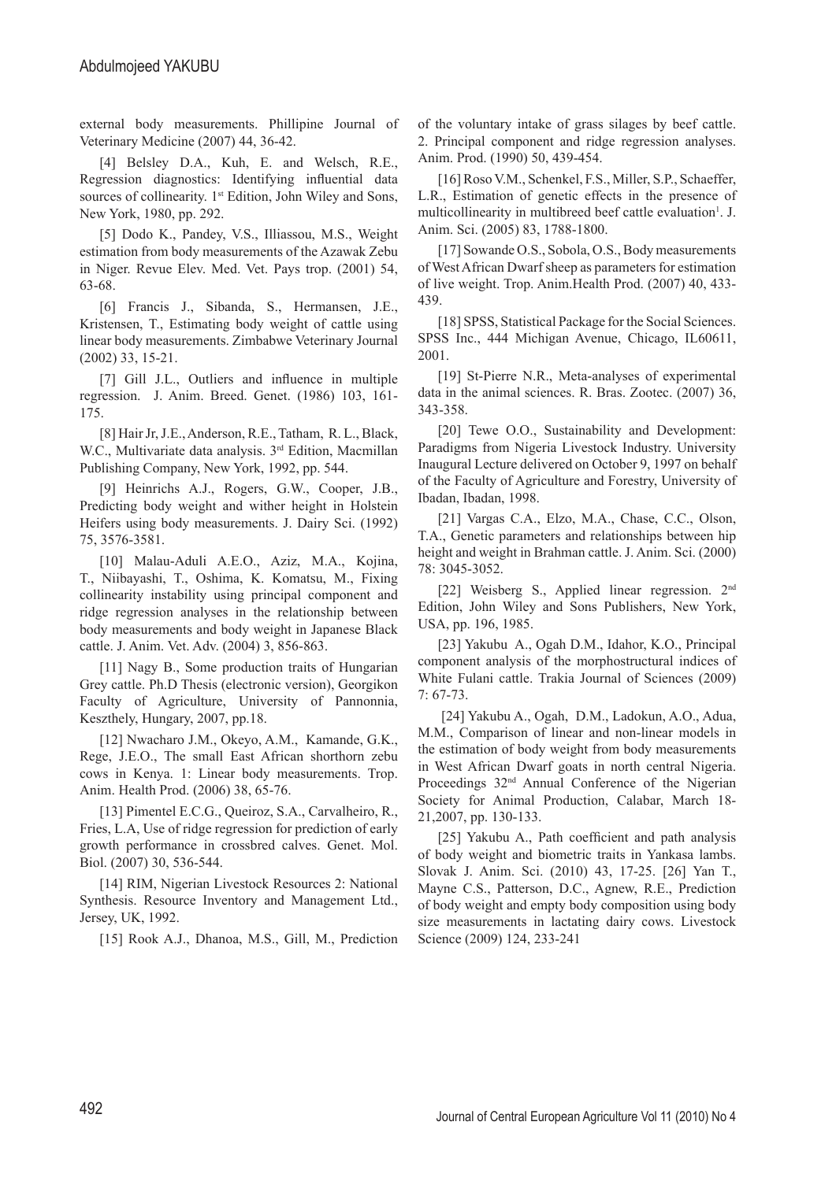external body measurements. Phillipine Journal of Veterinary Medicine (2007) 44, 36-42.

[4] Belsley D.A., Kuh, E. and Welsch, R.E., Regression diagnostics: Identifying influential data sources of collinearity. 1st Edition, John Wiley and Sons, New York, 1980, pp. 292.

[5] Dodo K., Pandey, V.S., Illiassou, M.S., Weight estimation from body measurements of the Azawak Zebu in Niger. Revue Elev. Med. Vet. Pays trop. (2001) 54, 63-68.

[6] Francis J., Sibanda, S., Hermansen, J.E., Kristensen, T., Estimating body weight of cattle using linear body measurements. Zimbabwe Veterinary Journal (2002) 33, 15-21.

[7] Gill J.L., Outliers and influence in multiple regression. J. Anim. Breed. Genet. (1986) 103, 161-175.

[8] Hair Jr, J.E., Anderson, R.E., Tatham, R. L., Black, W.C., Multivariate data analysis. 3rd Edition, Macmillan Publishing Company, New York, 1992, pp. 544.

[9] Heinrichs A.J., Rogers, G.W., Cooper, J.B., Predicting body weight and wither height in Holstein Heifers using body measurements. J. Dairy Sci. (1992) 75, 3576-3581.

[10] Malau-Aduli A.E.O., Aziz, M.A., Kojina, T., Niibayashi, T., Oshima, K. Komatsu, M., Fixing collinearity instability using principal component and ridge regression analyses in the relationship between body measurements and body weight in Japanese Black cattle. J. Anim. Vet. Adv. (2004) 3, 856-863.

[11] Nagy B., Some production traits of Hungarian Grey cattle. Ph.D Thesis (electronic version), Georgikon Faculty of Agriculture, University of Pannonnia, Keszthely, Hungary, 2007, pp.18.

[12] Nwacharo J.M., Okeyo, A.M., Kamande, G.K., Rege, J.E.O., The small East African shorthorn zebu cows in Kenya. 1: Linear body measurements. Trop. Anim. Health Prod. (2006) 38, 65-76.

[13] Pimentel E.C.G., Queiroz, S.A., Carvalheiro, R., Fries, L.A, Use of ridge regression for prediction of early growth performance in crossbred calves. Genet. Mol. Biol. (2007) 30, 536-544.

[14] RIM, Nigerian Livestock Resources 2: National Synthesis. Resource Inventory and Management Ltd., Jersey, UK, 1992.

[15] Rook A.J., Dhanoa, M.S., Gill, M., Prediction of the voluntary intake of grass silages by beef cattle. 2. Principal component and ridge regression analyses. Anim. Prod. (1990) 50, 439-454.

[16] Roso V.M., Schenkel, F.S., Miller, S.P., Schaeffer, L.R., Estimation of genetic effects in the presence of multicollinearity in multibreed beef cattle evaluation[1]. J. Anim. Sci. (2005) 83, 1788-1800.

[17] Sowande O.S., Sobola, O.S., Body measurements of West African Dwarf sheep as parameters for estimation of live weight. Trop. Anim.Health Prod. (2007) 40, 433-439.

[18] SPSS, Statistical Package for the Social Sciences. SPSS Inc., 444 Michigan Avenue, Chicago, IL60611, 2001.

[19] St-Pierre N.R., Meta-analyses of experimental data in the animal sciences. R. Bras. Zootec. (2007) 36, 343-358.

[20] Tewe O.O., Sustainability and Development: Paradigms from Nigeria Livestock Industry. University Inaugural Lecture delivered on October 9, 1997 on behalf of the Faculty of Agriculture and Forestry, University of Ibadan, Ibadan, 1998.

[21] Vargas C.A., Elzo, M.A., Chase, C.C., Olson, T.A., Genetic parameters and relationships between hip height and weight in Brahman cattle. J. Anim. Sci. (2000) 78: 3045-3052.

[22] Weisberg S., Applied linear regression. 2nd Edition, John Wiley and Sons Publishers, New York, USA, pp. 196, 1985.

[23] Yakubu A., Ogah D.M., Idahor, K.O., Principal component analysis of the morphostructural indices of White Fulani cattle. Trakia Journal of Sciences (2009) 7: 67-73.

[24] Yakubu A., Ogah, D.M., Ladokun, A.O., Adua, M.M., Comparison of linear and non-linear models in the estimation of body weight from body measurements in West African Dwarf goats in north central Nigeria. Proceedings 32nd Annual Conference of the Nigerian Society for Animal Production, Calabar, March 18-21,2007, pp. 130-133.

[25] Yakubu A., Path coefficient and path analysis of body weight and biometric traits in Yankasa lambs. Slovak J. Anim. Sci. (2010) 43, 17-25. [26] Yan T., Mayne C.S., Patterson, D.C., Agnew, R.E., Prediction of body weight and empty body composition using body size measurements in lactating dairy cows. Livestock Science (2009) 124, 233-241